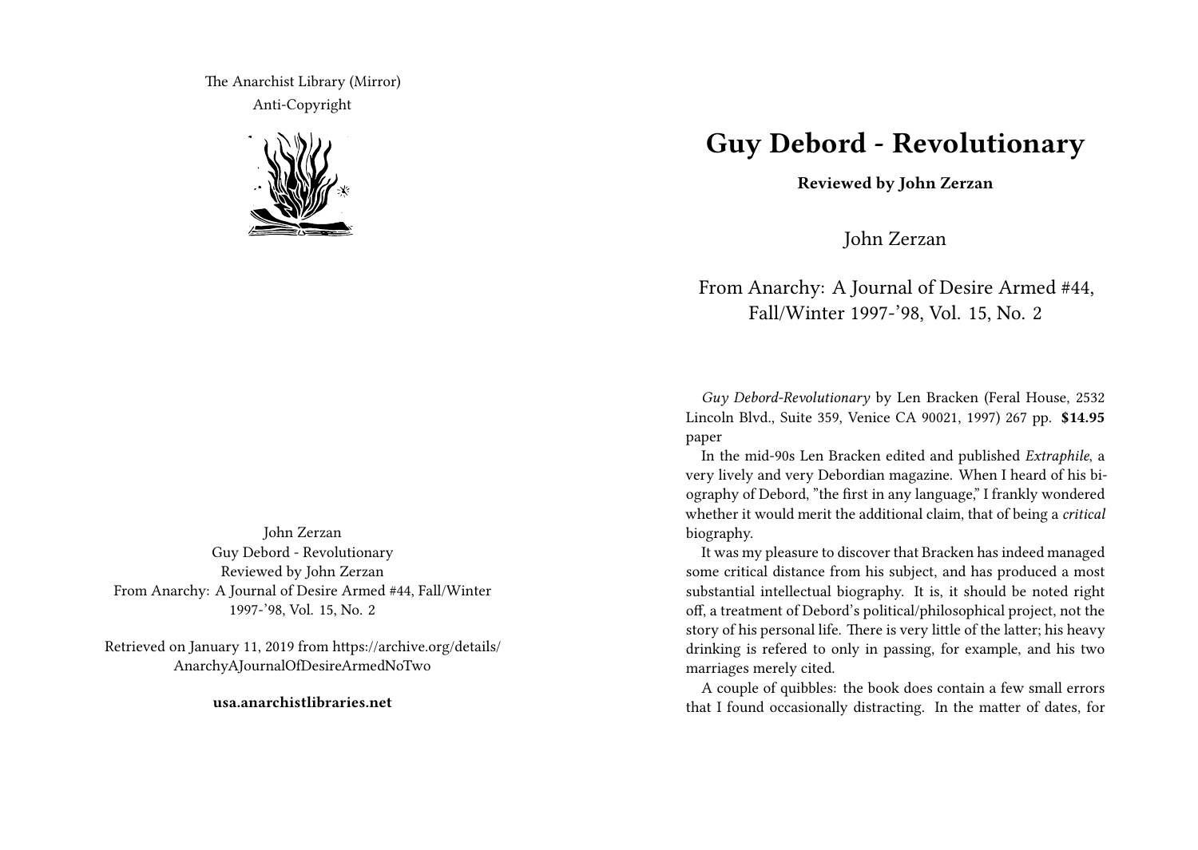The Anarchist Library (Mirror)
Anti-Copyright

John Zerzan
Guy Debord - Revolutionary
Reviewed by John Zerzan
From Anarchy: A Journal of Desire Armed #44, Fall/Winter 1997-'98, Vol. 15, No. 2

Retrieved on January 11, 2019 from https://archive.org/details/AnarchyAJournalOfDesireArmedNoTwo

**usa.anarchistlibraries.net**

# Guy Debord - Revolutionary

**Reviewed by John Zerzan**

John Zerzan

From Anarchy: A Journal of Desire Armed #44, Fall/Winter 1997-'98, Vol. 15, No. 2

*Guy Debord-Revolutionary* by Len Bracken (Feral House, 2532 Lincoln Blvd., Suite 359, Venice CA 90021, 1997) 267 pp. **$14.95** paper

In the mid-90s Len Bracken edited and published *Extraphile*, a very lively and very Debordian magazine. When I heard of his biography of Debord, "the first in any language," I frankly wondered whether it would merit the additional claim, that of being a *critical* biography.

It was my pleasure to discover that Bracken has indeed managed some critical distance from his subject, and has produced a most substantial intellectual biography. It is, it should be noted right off, a treatment of Debord's political/philosophical project, not the story of his personal life. There is very little of the latter; his heavy drinking is refered to only in passing, for example, and his two marriages merely cited.

A couple of quibbles: the book does contain a few small errors that I found occasionally distracting. In the matter of dates, for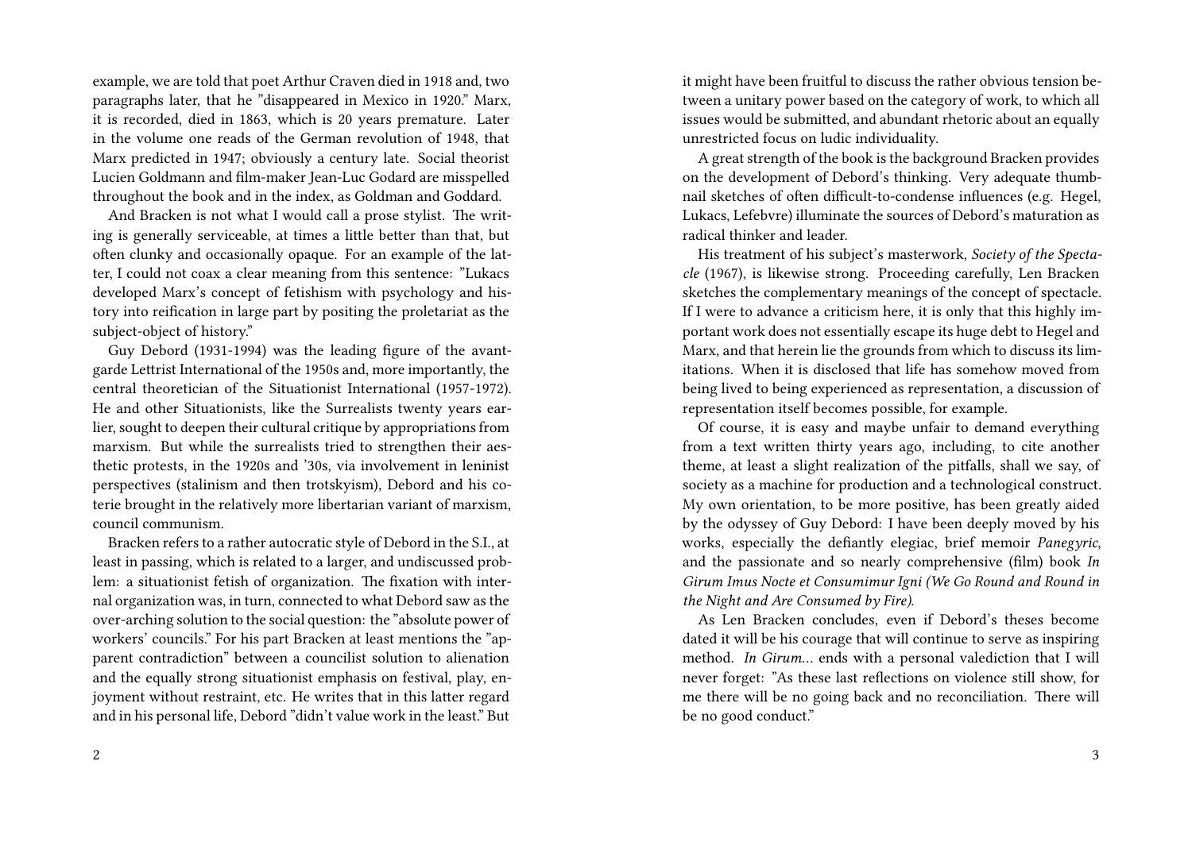example, we are told that poet Arthur Craven died in 1918 and, two paragraphs later, that he "disappeared in Mexico in 1920." Marx, it is recorded, died in 1863, which is 20 years premature. Later in the volume one reads of the German revolution of 1948, that Marx predicted in 1947; obviously a century late. Social theorist Lucien Goldmann and film-maker Jean-Luc Godard are misspelled throughout the book and in the index, as Goldman and Goddard.

And Bracken is not what I would call a prose stylist. The writing is generally serviceable, at times a little better than that, but often clunky and occasionally opaque. For an example of the latter, I could not coax a clear meaning from this sentence: "Lukacs developed Marx's concept of fetishism with psychology and history into reification in large part by positing the proletariat as the subject-object of history."

Guy Debord (1931-1994) was the leading figure of the avant-garde Lettrist International of the 1950s and, more importantly, the central theoretician of the Situationist International (1957-1972). He and other Situationists, like the Surrealists twenty years earlier, sought to deepen their cultural critique by appropriations from marxism. But while the surrealists tried to strengthen their aesthetic protests, in the 1920s and '30s, via involvement in leninist perspectives (stalinism and then trotskyism), Debord and his coterie brought in the relatively more libertarian variant of marxism, council communism.

Bracken refers to a rather autocratic style of Debord in the S.I., at least in passing, which is related to a larger, and undiscussed problem: a situationist fetish of organization. The fixation with internal organization was, in turn, connected to what Debord saw as the over-arching solution to the social question: the "absolute power of workers' councils." For his part Bracken at least mentions the "apparent contradiction" between a councilist solution to alienation and the equally strong situationist emphasis on festival, play, enjoyment without restraint, etc. He writes that in this latter regard and in his personal life, Debord "didn't value work in the least." But it might have been fruitful to discuss the rather obvious tension between a unitary power based on the category of work, to which all issues would be submitted, and abundant rhetoric about an equally unrestricted focus on ludic individuality.

A great strength of the book is the background Bracken provides on the development of Debord's thinking. Very adequate thumbnail sketches of often difficult-to-condense influences (e.g. Hegel, Lukacs, Lefebvre) illuminate the sources of Debord's maturation as radical thinker and leader.

His treatment of his subject's masterwork, *Society of the Spectacle* (1967), is likewise strong. Proceeding carefully, Len Bracken sketches the complementary meanings of the concept of spectacle. If I were to advance a criticism here, it is only that this highly important work does not essentially escape its huge debt to Hegel and Marx, and that herein lie the grounds from which to discuss its limitations. When it is disclosed that life has somehow moved from being lived to being experienced as representation, a discussion of representation itself becomes possible, for example.

Of course, it is easy and maybe unfair to demand everything from a text written thirty years ago, including, to cite another theme, at least a slight realization of the pitfalls, shall we say, of society as a machine for production and a technological construct. My own orientation, to be more positive, has been greatly aided by the odyssey of Guy Debord: I have been deeply moved by his works, especially the defiantly elegiac, brief memoir *Panegyric*, and the passionate and so nearly comprehensive (film) book *In Girum Imus Nocte et Consumimur Igni (We Go Round and Round in the Night and Are Consumed by Fire)*.

As Len Bracken concludes, even if Debord's theses become dated it will be his courage that will continue to serve as inspiring method. *In Girum…* ends with a personal valediction that I will never forget: "As these last reflections on violence still show, for me there will be no going back and no reconciliation. There will be no good conduct."